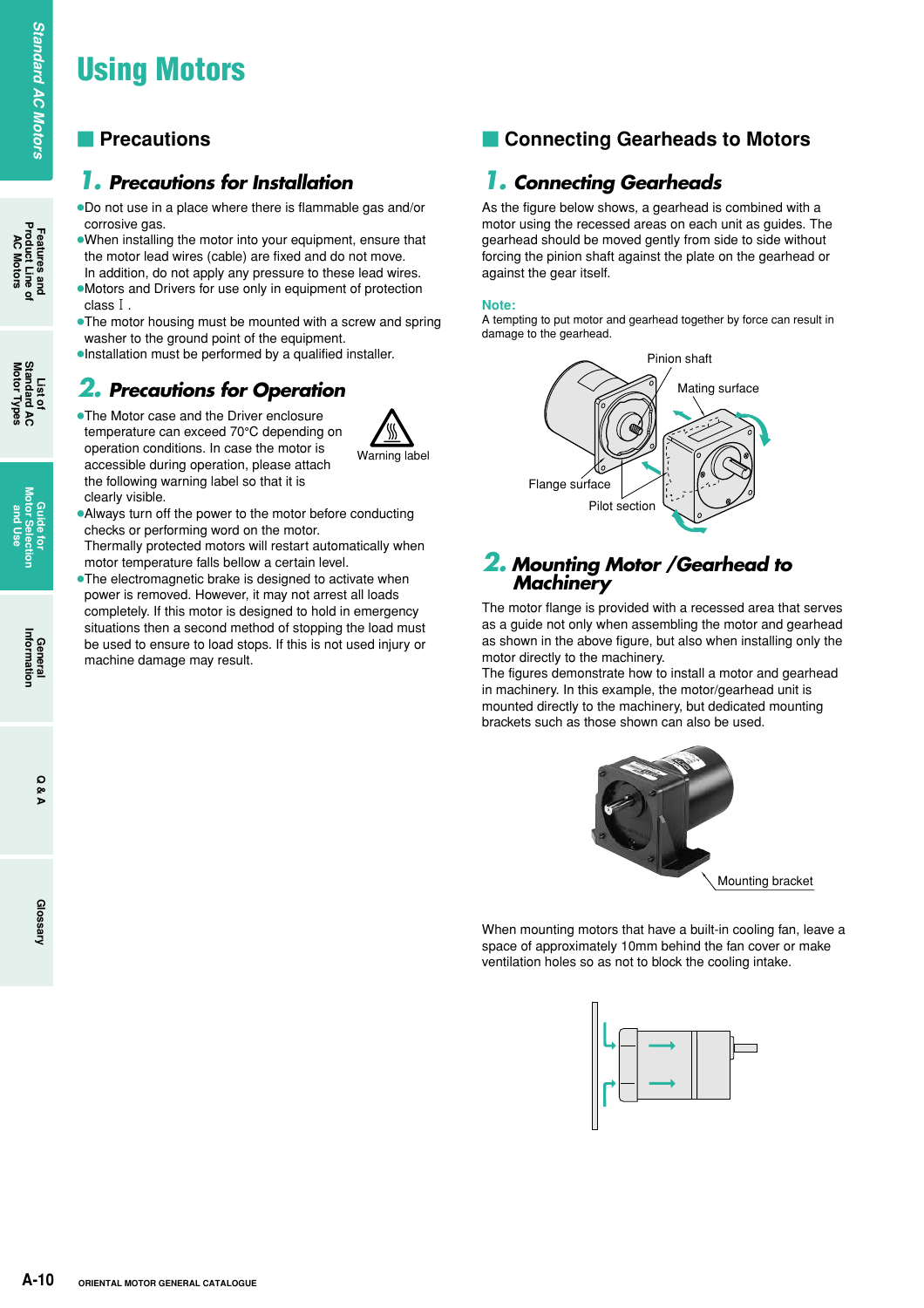# Using Motors

## Precautions

### 1. Precautions for Installation

- Do not use in a place where there is flammable gas and/or corrosive gas.
- When installing the motor into your equipment, ensure that the motor lead wires (cable) are fixed and do not move. In addition, do not apply any pressure to these lead wires.
- Motors and Drivers for use only in equipment of protection class Ⅰ.
- The motor housing must be mounted with a screw and spring washer to the ground point of the equipment.
- Installation must be performed by a qualified installer.

### 2. Precautions for Operation

- The Motor case and the Driver enclosure temperature can exceed 70°C depending on operation conditions. In case the motor is accessible during operation, please attach the following warning label so that it is clearly visible.

Warning label

- Always turn off the power to the motor before conducting checks or performing word on the motor. Thermally protected motors will restart automatically when motor temperature falls bellow a certain level.
- The electromagnetic brake is designed to activate when power is removed. However, it may not arrest all loads completely. If this motor is designed to hold in emergency situations then a second method of stopping the load must be used to ensure to load stops. If this is not used injury or machine damage may result.

## Connecting Gearheads to Motors

### 1. Connecting Gearheads

As the figure below shows, a gearhead is combined with a motor using the recessed areas on each unit as guides. The gearhead should be moved gently from side to side without forcing the pinion shaft against the plate on the gearhead or against the gear itself.

**Note:**
A tempting to put motor and gearhead together by force can result in damage to the gearhead.

Pinion shaft
Mating surface
Flange surface
Pilot section

### 2. Mounting Motor /Gearhead to Machinery

The motor flange is provided with a recessed area that serves as a guide not only when assembling the motor and gearhead as shown in the above figure, but also when installing only the motor directly to the machinery.
The figures demonstrate how to install a motor and gearhead in machinery. In this example, the motor/gearhead unit is mounted directly to the machinery, but dedicated mounting brackets such as those shown can also be used.

Mounting bracket

When mounting motors that have a built-in cooling fan, leave a space of approximately 10mm behind the fan cover or make ventilation holes so as not to block the cooling intake.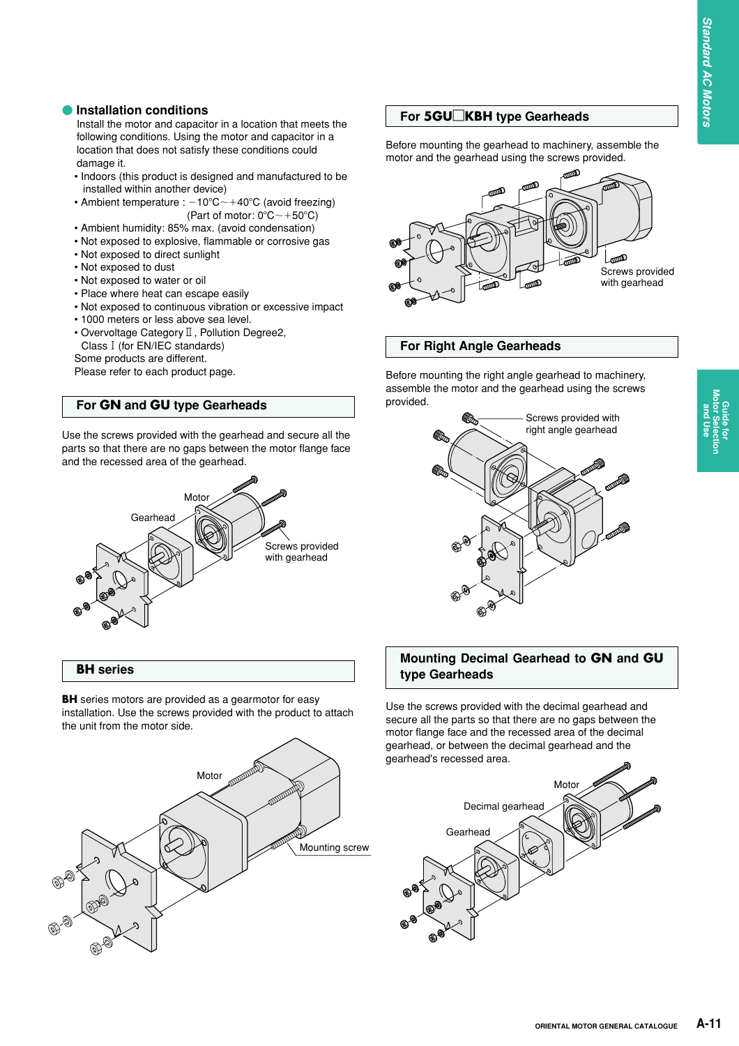## Installation conditions

Install the motor and capacitor in a location that meets the following conditions. Using the motor and capacitor in a location that does not satisfy these conditions could damage it.

- Indoors (this product is designed and manufactured to be installed within another device)
- Ambient temperature : −10°C～+40°C (avoid freezing)
  (Part of motor: 0°C～+50°C)
- Ambient humidity: 85% max. (avoid condensation)
- Not exposed to explosive, flammable or corrosive gas
- Not exposed to direct sunlight
- Not exposed to dust
- Not exposed to water or oil
- Place where heat can escape easily
- Not exposed to continuous vibration or excessive impact
- 1000 meters or less above sea level.
- Overvoltage Category Ⅱ, Pollution Degree2, Class Ⅰ (for EN/IEC standards)

Some products are different.
Please refer to each product page.

## For GN and GU type Gearheads

Use the screws provided with the gearhead and secure all the parts so that there are no gaps between the motor flange face and the recessed area of the gearhead.

Motor
Gearhead
Screws provided with gearhead

## BH series

**BH** series motors are provided as a gearmotor for easy installation. Use the screws provided with the product to attach the unit from the motor side.

Motor
Mounting screw

## For 5GU□KBH type Gearheads

Before mounting the gearhead to machinery, assemble the motor and the gearhead using the screws provided.

Screws provided with gearhead

## For Right Angle Gearheads

Before mounting the right angle gearhead to machinery, assemble the motor and the gearhead using the screws provided.

Screws provided with right angle gearhead

## Mounting Decimal Gearhead to GN and GU type Gearheads

Use the screws provided with the decimal gearhead and secure all the parts so that there are no gaps between the motor flange face and the recessed area of the decimal gearhead, or between the decimal gearhead and the gearhead's recessed area.

Motor
Decimal gearhead
Gearhead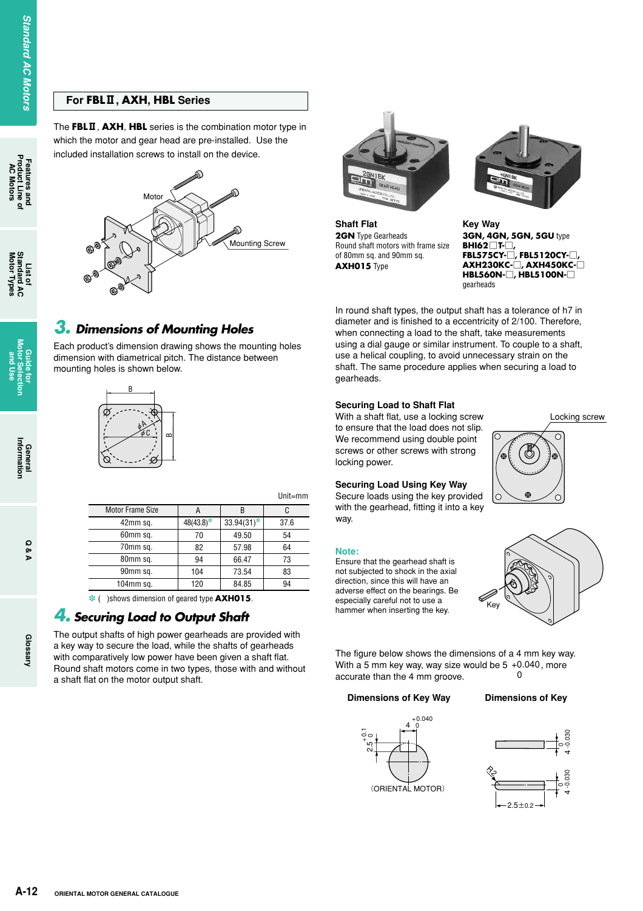## For FBLⅡ, AXH, HBL Series

The **FBLⅡ**, **AXH**, **HBL** series is the combination motor type in which the motor and gear head are pre-installed. Use the included installation screws to install on the device.

Motor

Mounting Screw

## 3. Dimensions of Mounting Holes

Each product's dimension drawing shows the mounting holes dimension with diametrical pitch. The distance between mounting holes is shown below.

Unit=mm

| Motor Frame Size | A | B | C |
|---|---|---|---|
| 42mm sq. | 48(43.8)✻ | 33.94(31)✻ | 37.6 |
| 60mm sq. | 70 | 49.50 | 54 |
| 70mm sq. | 82 | 57.98 | 64 |
| 80mm sq. | 94 | 66.47 | 73 |
| 90mm sq. | 104 | 73.54 | 83 |
| 104mm sq. | 120 | 84.85 | 94 |

✻ ( )shows dimension of geared type **AXH015**.

## 4. Securing Load to Output Shaft

The output shafts of high power gearheads are provided with a key way to secure the load, while the shafts of gearheads with comparatively low power have been given a shaft flat. Round shaft motors come in two types, those with and without a shaft flat on the motor output shaft.

**Shaft Flat**
**2GN** Type Gearheads
Round shaft motors with frame size of 80mm sq. and 90mm sq.
**AXH015** Type

**Key Way**
**3GN, 4GN, 5GN, 5GU** type
**BHI62□T-□,**
**FBL575CY-□, FBL5120CY-□,**
**AXH230KC-□, AXH450KC-□**
**HBL560N-□, HBL5100N-□**
gearheads

In round shaft types, the output shaft has a tolerance of h7 in diameter and is finished to a eccentricity of 2/100. Therefore, when connecting a load to the shaft, take measurements using a dial gauge or similar instrument. To couple to a shaft, use a helical coupling, to avoid unnecessary strain on the shaft. The same procedure applies when securing a load to gearheads.

**Securing Load to Shaft Flat**
With a shaft flat, use a locking screw to ensure that the load does not slip. We recommend using double point screws or other screws with strong locking power.

Locking screw

**Securing Load Using Key Way**
Secure loads using the key provided with the gearhead, fitting it into a key way.

**Note:**
Ensure that the gearhead shaft is not subjected to shock in the axial direction, since this will have an adverse effect on the bearings. Be especially careful not to use a hammer when inserting the key.

Key

The figure below shows the dimensions of a 4 mm key way. With a 5 mm key way, way size would be 5 $^{+0.040}_{0}$, more accurate than the 4 mm groove.

**Dimensions of Key Way** | **Dimensions of Key**

$4^{+0.040}_{0}$ $2.5^{+0.1}_{0}$ (ORIENTAL MOTOR)

$4^{0}_{-0.030}$ $4^{0}_{-0.030}$ R2 $2.5\pm0.2$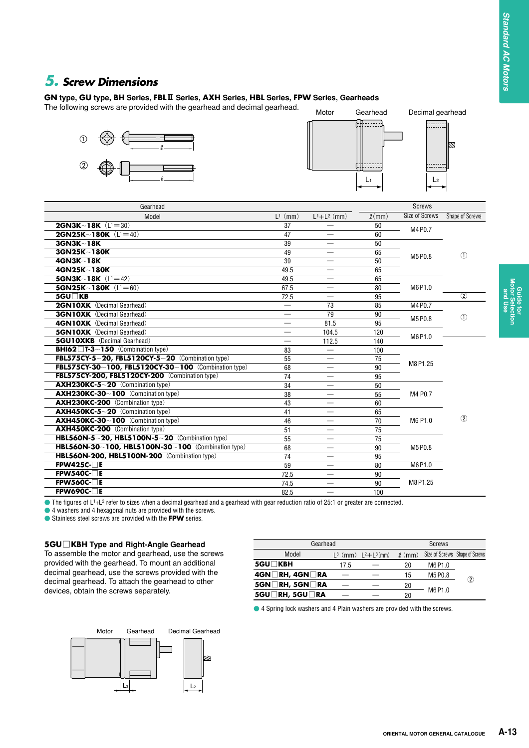## 5. Screw Dimensions

**GN type, GU type, BH Series, FBLⅡ Series, AXH Series, HBL Series, FPW Series, Gearheads**

The following screws are provided with the gearhead and decimal gearhead.

| Gearhead | | | Screws | | |
|---|---|---|---|---|---|
| Model | $L^1$ (mm) | $L^1+L^2$ (mm) | ℓ (mm) | Size of Screws | Shape of Screws |
| **2GN3K～18K** ($L^1$=30) | 37 | — | 50 | M4 P0.7 | ① |
| **2GN25K～180K** ($L^1$=40) | 47 | — | 60 | M4 P0.7 | ① |
| **3GN3K～18K** | 39 | — | 50 | M5 P0.8 | ① |
| **3GN25K～180K** | 49 | — | 65 | M5 P0.8 | ① |
| **4GN3K～18K** | 39 | — | 50 | M5 P0.8 | ① |
| **4GN25K～180K** | 49.5 | — | 65 | M5 P0.8 | ① |
| **5GN3K～18K** ($L^1$=42) | 49.5 | — | 65 | M6 P1.0 | ① |
| **5GN25K～180K** ($L^1$=60) | 67.5 | — | 80 | M6 P1.0 | ① |
| **5GU□KB** | 72.5 | — | 95 | M6 P1.0 | ② |
| **2GN10XK** (Decimal Gearhead) | — | 73 | 85 | M4 P0.7 | ① |
| **3GN10XK** (Decimal Gearhead) | — | 79 | 90 | M5 P0.8 | ① |
| **4GN10XK** (Decimal Gearhead) | — | 81.5 | 95 | M5 P0.8 | ① |
| **5GN10XK** (Decimal Gearhead) | — | 104.5 | 120 | M6 P1.0 | ① |
| **5GU10XKB** (Decimal Gearhead) | — | 112.5 | 140 | M6 P1.0 | ② |
| **BHI62□T-3～150** (Combination type) | 83 | — | 100 | M8 P1.25 | ② |
| **FBL575CY-5～20, FBL5120CY-5～20** (Combination type) | 55 | — | 75 | M8 P1.25 | ② |
| **FBL575CY-30～100, FBL5120CY-30～100** (Combination type) | 68 | — | 90 | M8 P1.25 | ② |
| **FBL575CY-200, FBL5120CY-200** (Combination type) | 74 | — | 95 | M8 P1.25 | ② |
| **AXH230KC-5～20** (Combination type) | 34 | — | 50 | M4 P0.7 | ② |
| **AXH230KC-30～100** (Combination type) | 38 | — | 55 | M4 P0.7 | ② |
| **AXH230KC-200** (Combination type) | 43 | — | 60 | M4 P0.7 | ② |
| **AXH450KC-5～20** (Combination type) | 41 | — | 65 | M6 P1.0 | ② |
| **AXH450KC-30～100** (Combination type) | 46 | — | 70 | M6 P1.0 | ② |
| **AXH450KC-200** (Combination type) | 51 | — | 75 | M6 P1.0 | ② |
| **HBL560N-5～20, HBL5100N-5～20** (Combination type) | 55 | — | 75 | M5 P0.8 | ② |
| **HBL560N-30～100, HBL5100N-30～100** (Combination type) | 68 | — | 90 | M5 P0.8 | ② |
| **HBL560N-200, HBL5100N-200** (Combination type) | 74 | — | 95 | M5 P0.8 | ② |
| **FPW425C-□E** | 59 | — | 80 | M6 P1.0 | ② |
| **FPW540C-□E** | 72.5 | — | 90 | M8 P1.25 | ② |
| **FPW560C-□E** | 74.5 | — | 90 | M8 P1.25 | ② |
| **FPW690C-□E** | 82.5 | — | 100 | M8 P1.25 | ② |

- The figures of $L^1+L^2$ refer to sizes when a decimal gearhead and a gearhead with gear reduction ratio of 25:1 or greater are connected.
- 4 washers and 4 hexagonal nuts are provided with the screws.
- Stainless steel screws are provided with the **FPW** series.

### 5GU□KBH Type and Right-Angle Gearhead

To assemble the motor and gearhead, use the screws provided with the gearhead. To mount an additional decimal gearhead, use the screws provided with the decimal gearhead. To attach the gearhead to other devices, obtain the screws separately.

| Gearhead | | | Screws | | |
|---|---|---|---|---|---|
| Model | $L^3$ (mm) | $L^2+L^3$ (mm) | ℓ (mm) | Size of Screws | Shape of Screws |
| **5GU□KBH** | 17.5 | — | 20 | M6 P1.0 | ② |
| **4GN□RH, 4GN□RA** | — | — | 15 | M5 P0.8 | ② |
| **5GN□RH, 5GN□RA** | — | — | 20 | M6 P1.0 | ② |
| **5GU□RH, 5GU□RA** | — | — | 20 | M6 P1.0 | ② |

- 4 Spring lock washers and 4 Plain washers are provided with the screws.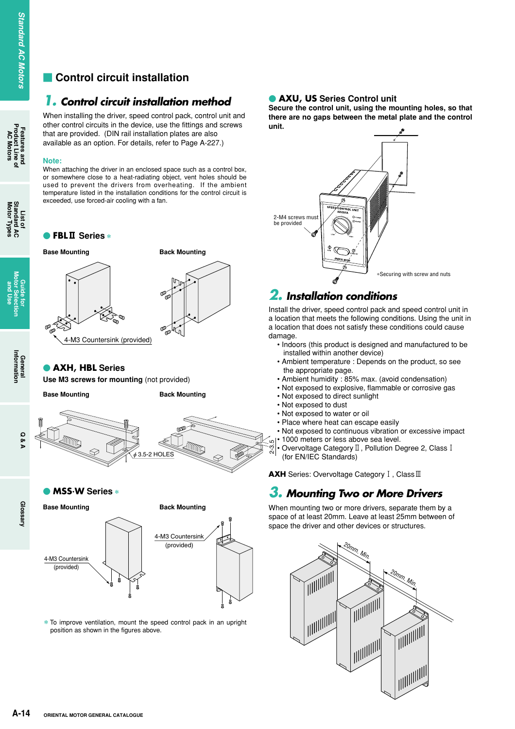## Control circuit installation

### 1. Control circuit installation method

When installing the driver, speed control pack, control unit and other control circuits in the device, use the fittings and screws that are provided. (DIN rail installation plates are also available as an option. For details, refer to Page A-227.)

**Note:**
When attaching the driver in an enclosed space such as a control box, or somewhere close to a heat-radiating object, vent holes should be used to prevent the drivers from overheating. If the ambient temperature listed in the installation conditions for the control circuit is exceeded, use forced-air cooling with a fan.

#### ● FBLⅡ Series *

Base Mounting

Back Mounting

4-M3 Countersink (provided)

#### ● AXH, HBL Series

**Use M3 screws for mounting** (not provided)

Base Mounting

Back Mounting

ϕ3.5-2 HOLES

#### ● MSS·W Series *

Base Mounting

Back Mounting

4-M3 Countersink (provided)

4-M3 Countersink (provided)

* To improve ventilation, mount the speed control pack in an upright position as shown in the figures above.

#### ● AXU, US Series Control unit

**Secure the control unit, using the mounting holes, so that there are no gaps between the metal plate and the control unit.**

2-M4 screws must be provided

*Securing with screw and nuts

### 2. Installation conditions

Install the driver, speed control pack and speed control unit in a location that meets the following conditions. Using the unit in a location that does not satisfy these conditions could cause damage.

- Indoors (this product is designed and manufactured to be installed within another device)
- Ambient temperature : Depends on the product, so see the appropriate page.
- Ambient humidity : 85% max. (avoid condensation)
- Not exposed to explosive, flammable or corrosive gas
- Not exposed to direct sunlight
- Not exposed to dust
- Not exposed to water or oil
- Place where heat can escape easily
- Not exposed to continuous vibration or excessive impact
- 1000 meters or less above sea level.
- Overvoltage Category Ⅱ, Pollution Degree 2, Class Ⅰ (for EN/IEC Standards)

**AXH** Series: Overvoltage Category Ⅰ, Class Ⅲ

### 3. Mounting Two or More Drivers

When mounting two or more drivers, separate them by a space of at least 20mm. Leave at least 25mm between of space the driver and other devices or structures.

20mm. Min.

20mm. Min.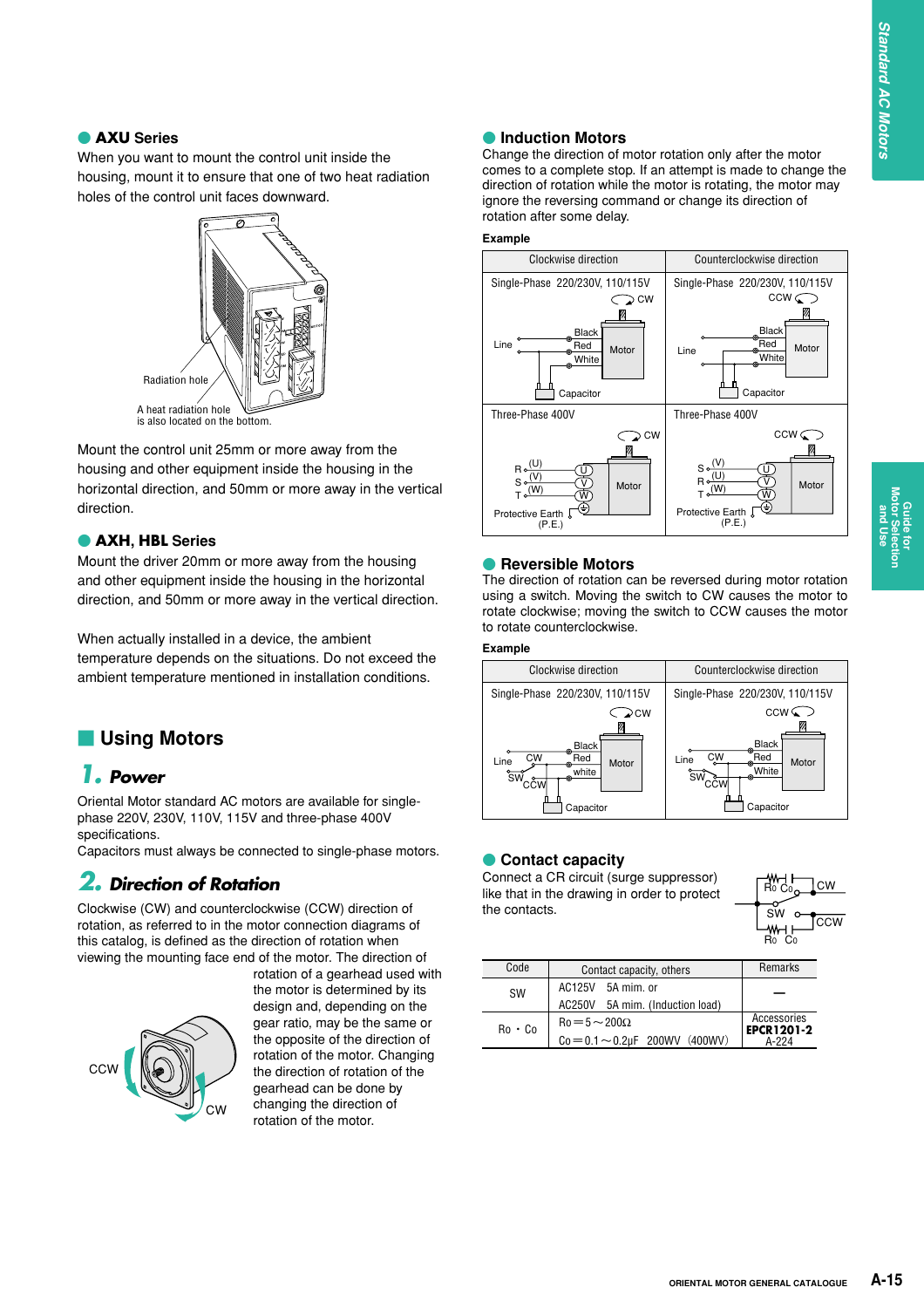### ● AXU Series

When you want to mount the control unit inside the housing, mount it to ensure that one of two heat radiation holes of the control unit faces downward.

Radiation hole

A heat radiation hole is also located on the bottom.

Mount the control unit 25mm or more away from the housing and other equipment inside the housing in the horizontal direction, and 50mm or more away in the vertical direction.

### ● AXH, HBL Series

Mount the driver 20mm or more away from the housing and other equipment inside the housing in the horizontal direction, and 50mm or more away in the vertical direction.

When actually installed in a device, the ambient temperature depends on the situations. Do not exceed the ambient temperature mentioned in installation conditions.

## Using Motors

### 1. Power

Oriental Motor standard AC motors are available for single-phase 220V, 230V, 110V, 115V and three-phase 400V specifications.

Capacitors must always be connected to single-phase motors.

### 2. Direction of Rotation

Clockwise (CW) and counterclockwise (CCW) direction of rotation, as referred to in the motor connection diagrams of this catalog, is defined as the direction of rotation when viewing the mounting face end of the motor. The direction of rotation of a gearhead used with the motor is determined by its design and, depending on the gear ratio, may be the same or the opposite of the direction of rotation of the motor. Changing the direction of rotation of the gearhead can be done by changing the direction of rotation of the motor.

CCW CW

### ● Induction Motors

Change the direction of motor rotation only after the motor comes to a complete stop. If an attempt is made to change the direction of rotation while the motor is rotating, the motor may ignore the reversing command or change its direction of rotation after some delay.

**Example**

| Clockwise direction | Counterclockwise direction |
|---|---|
| Single-Phase 220/230V, 110/115V (CW; Line; Black, Red, White; Motor; Capacitor) | Single-Phase 220/230V, 110/115V (CCW; Line; Black, Red, White; Motor; Capacitor) |
| Three-Phase 400V (CW; R (U), S (V), T (W); Motor; Protective Earth (P.E.)) | Three-Phase 400V (CCW; S (V), R (U), T (W); Motor; Protective Earth (P.E.)) |

### ● Reversible Motors

The direction of rotation can be reversed during motor rotation using a switch. Moving the switch to CW causes the motor to rotate clockwise; moving the switch to CCW causes the motor to rotate counterclockwise.

**Example**

| Clockwise direction | Counterclockwise direction |
|---|---|
| Single-Phase 220/230V, 110/115V (CW; Line; SW CW/CCW; Black, Red, white; Motor; Capacitor) | Single-Phase 220/230V, 110/115V (CCW; Line; SW CW/CCW; Black, Red, White; Motor; Capacitor) |

### ● Contact capacity

Connect a CR circuit (surge suppressor) like that in the drawing in order to protect the contacts.

| Code | Contact capacity, others | Remarks |
|---|---|---|
| SW | AC125V 5A mim. or<br>AC250V 5A mim. (Induction load) | — |
| Ro・Co | Ro＝5～200Ω<br>Co＝0.1～0.2μF 200WV (400WV) | Accessories<br>**EPCR1201-2**<br>A-224 |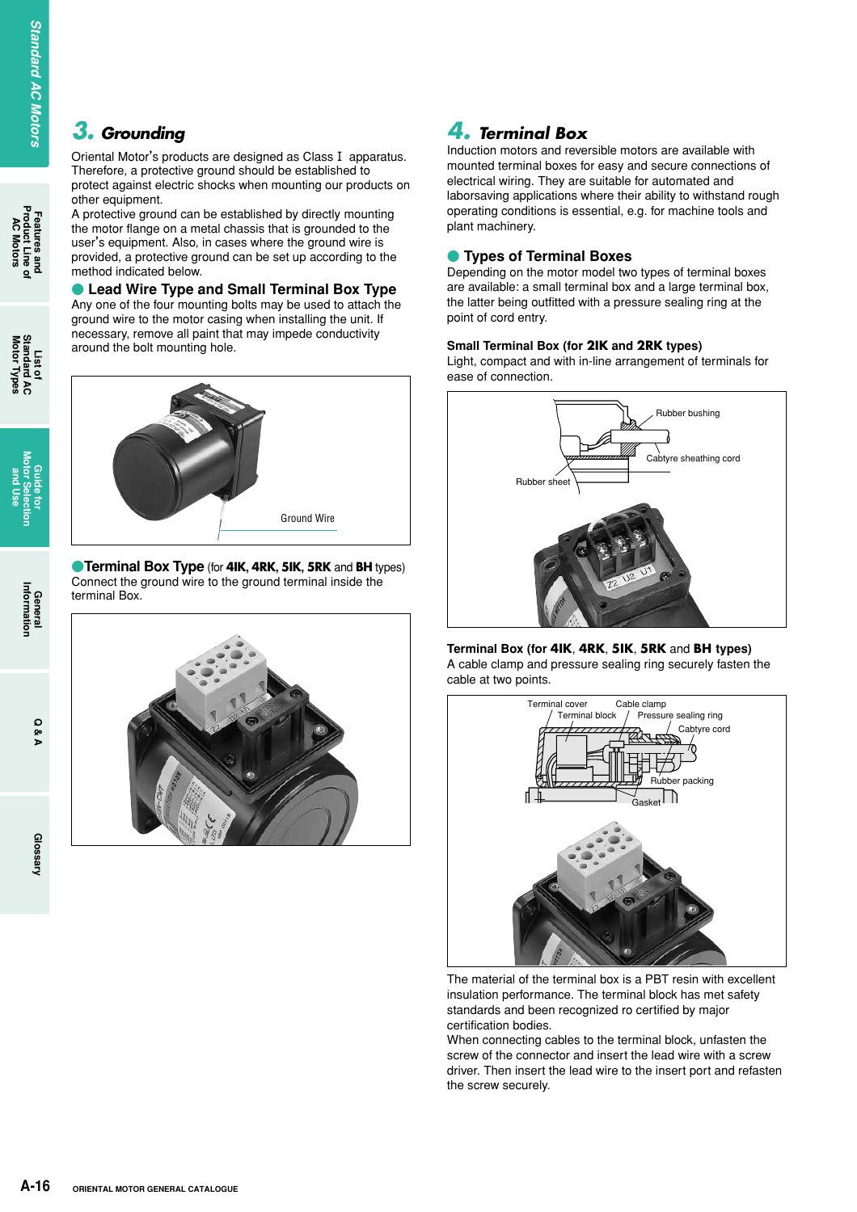## 3. Grounding

Oriental Motor's products are designed as Class I apparatus. Therefore, a protective ground should be established to protect against electric shocks when mounting our products on other equipment.
A protective ground can be established by directly mounting the motor flange on a metal chassis that is grounded to the user's equipment. Also, in cases where the ground wire is provided, a protective ground can be set up according to the method indicated below.

### ● Lead Wire Type and Small Terminal Box Type

Any one of the four mounting bolts may be used to attach the ground wire to the motor casing when installing the unit. If necessary, remove all paint that may impede conductivity around the bolt mounting hole.

Ground Wire

### ●Terminal Box Type (for **4IK**, **4RK**, **5IK**, **5RK** and **BH** types)

Connect the ground wire to the ground terminal inside the terminal Box.

## 4. Terminal Box

Induction motors and reversible motors are available with mounted terminal boxes for easy and secure connections of electrical wiring. They are suitable for automated and laborsaving applications where their ability to withstand rough operating conditions is essential, e.g. for machine tools and plant machinery.

### ● Types of Terminal Boxes

Depending on the motor model two types of terminal boxes are available: a small terminal box and a large terminal box, the latter being outfitted with a pressure sealing ring at the point of cord entry.

**Small Terminal Box (for 2IK and 2RK types)**
Light, compact and with in-line arrangement of terminals for ease of connection.

Rubber bushing
Cabtyre sheathing cord
Rubber sheet

**Terminal Box (for 4IK, 4RK, 5IK, 5RK and BH types)**
A cable clamp and pressure sealing ring securely fasten the cable at two points.

Terminal cover
Cable clamp
Terminal block
Pressure sealing ring
Cabtyre cord
Rubber packing
Gasket

The material of the terminal box is a PBT resin with excellent insulation performance. The terminal block has met safety standards and been recognized ro certified by major certification bodies.
When connecting cables to the terminal block, unfasten the screw of the connector and insert the lead wire with a screw driver. Then insert the lead wire to the insert port and refasten the screw securely.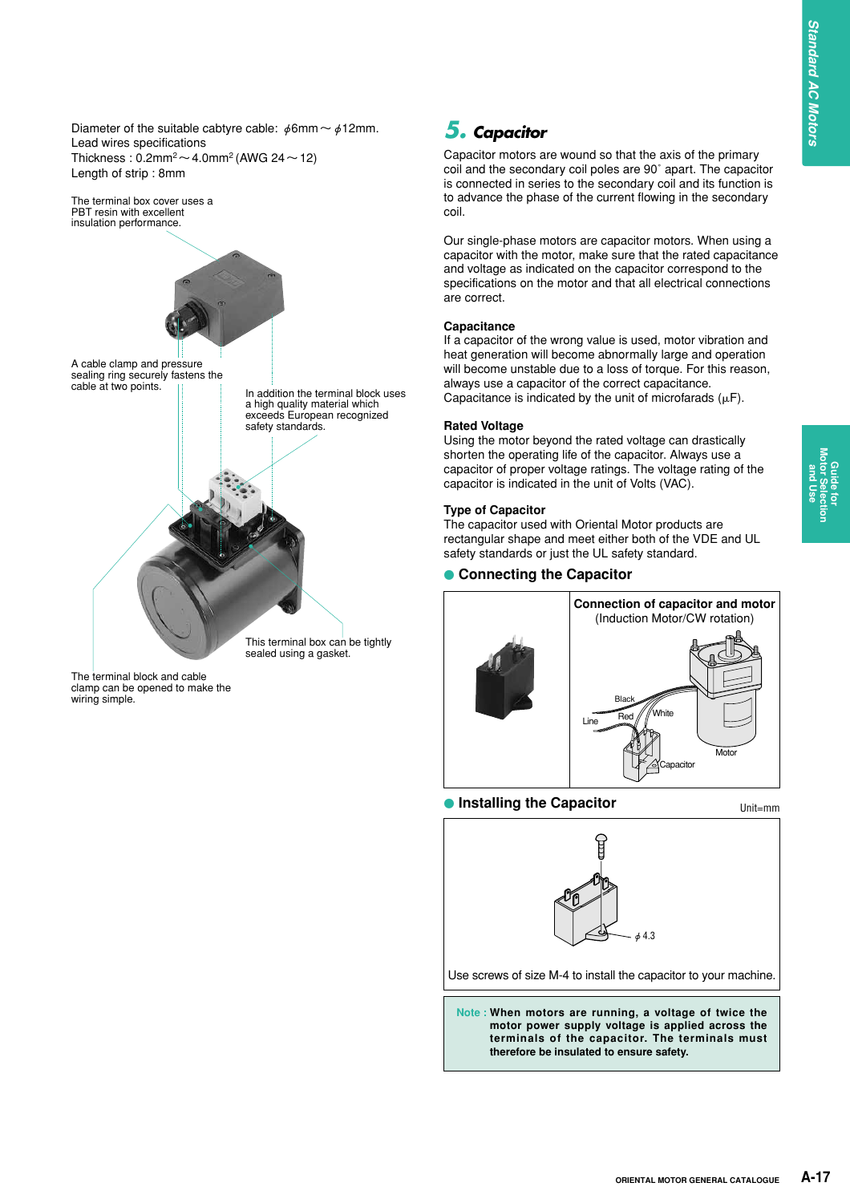Diameter of the suitable cabtyre cable: $\phi$6mm ~ $\phi$12mm.
Lead wires specifications
Thickness : 0.2mm$^2$ ~ 4.0mm$^2$ (AWG 24 ~ 12)
Length of strip : 8mm

The terminal box cover uses a PBT resin with excellent insulation performance.

A cable clamp and pressure sealing ring securely fastens the cable at two points.

In addition the terminal block uses a high quality material which exceeds European recognized safety standards.

This terminal box can be tightly sealed using a gasket.

The terminal block and cable clamp can be opened to make the wiring simple.

## 5. Capacitor

Capacitor motors are wound so that the axis of the primary coil and the secondary coil poles are 90° apart. The capacitor is connected in series to the secondary coil and its function is to advance the phase of the current flowing in the secondary coil.

Our single-phase motors are capacitor motors. When using a capacitor with the motor, make sure that the rated capacitance and voltage as indicated on the capacitor correspond to the specifications on the motor and that all electrical connections are correct.

**Capacitance**
If a capacitor of the wrong value is used, motor vibration and heat generation will become abnormally large and operation will become unstable due to a loss of torque. For this reason, always use a capacitor of the correct capacitance.
Capacitance is indicated by the unit of microfarads ($\mu$F).

**Rated Voltage**
Using the motor beyond the rated voltage can drastically shorten the operating life of the capacitor. Always use a capacitor of proper voltage ratings. The voltage rating of the capacitor is indicated in the unit of Volts (VAC).

**Type of Capacitor**
The capacitor used with Oriental Motor products are rectangular shape and meet either both of the VDE and UL safety standards or just the UL safety standard.

### ● Connecting the Capacitor

**Connection of capacitor and motor**
(Induction Motor/CW rotation)

Black, Red, White, Line, Motor, Capacitor

### ● Installing the Capacitor

Unit=mm

$\phi$ 4.3

Use screws of size M-4 to install the capacitor to your machine.

Note : **When motors are running, a voltage of twice the motor power supply voltage is applied across the terminals of the capacitor. The terminals must therefore be insulated to ensure safety.**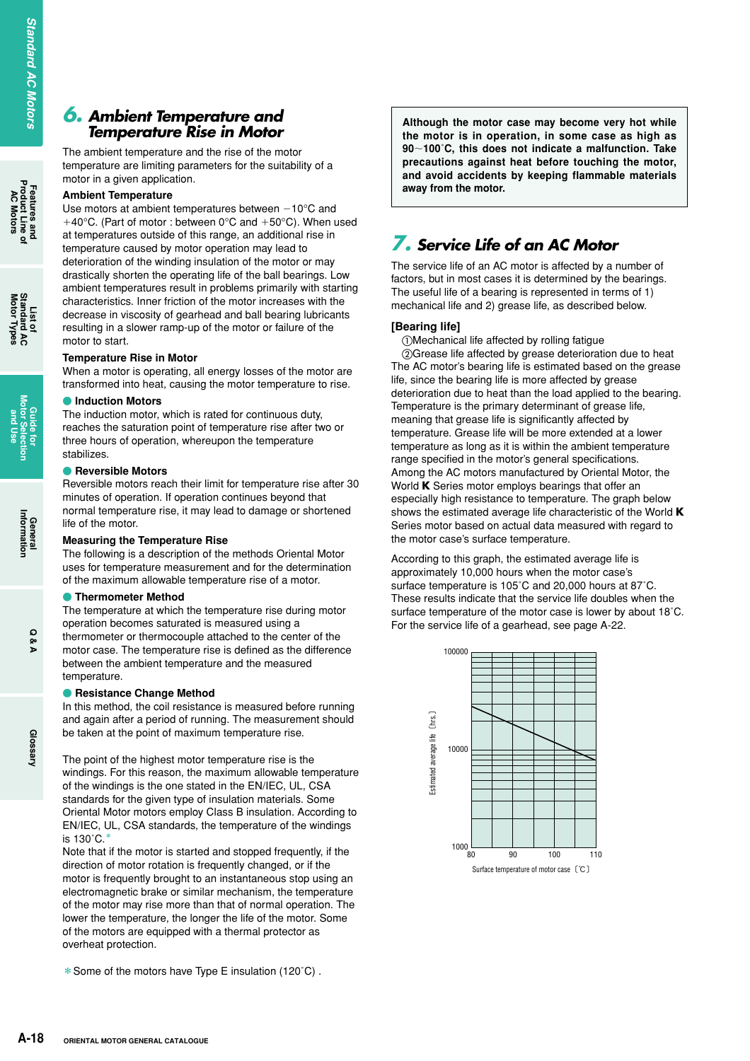## 6. Ambient Temperature and Temperature Rise in Motor

The ambient temperature and the rise of the motor temperature are limiting parameters for the suitability of a motor in a given application.

**Ambient Temperature**

Use motors at ambient temperatures between −10°C and +40°C. (Part of motor : between 0°C and +50°C). When used at temperatures outside of this range, an additional rise in temperature caused by motor operation may lead to deterioration of the winding insulation of the motor or may drastically shorten the operating life of the ball bearings. Low ambient temperatures result in problems primarily with starting characteristics. Inner friction of the motor increases with the decrease in viscosity of gearhead and ball bearing lubricants resulting in a slower ramp-up of the motor or failure of the motor to start.

**Temperature Rise in Motor**

When a motor is operating, all energy losses of the motor are transformed into heat, causing the motor temperature to rise.

● **Induction Motors**

The induction motor, which is rated for continuous duty, reaches the saturation point of temperature rise after two or three hours of operation, whereupon the temperature stabilizes.

● **Reversible Motors**

Reversible motors reach their limit for temperature rise after 30 minutes of operation. If operation continues beyond that normal temperature rise, it may lead to damage or shortened life of the motor.

**Measuring the Temperature Rise**

The following is a description of the methods Oriental Motor uses for temperature measurement and for the determination of the maximum allowable temperature rise of a motor.

● **Thermometer Method**

The temperature at which the temperature rise during motor operation becomes saturated is measured using a thermometer or thermocouple attached to the center of the motor case. The temperature rise is defined as the difference between the ambient temperature and the measured temperature.

● **Resistance Change Method**

In this method, the coil resistance is measured before running and again after a period of running. The measurement should be taken at the point of maximum temperature rise.

The point of the highest motor temperature rise is the windings. For this reason, the maximum allowable temperature of the windings is the one stated in the EN/IEC, UL, CSA standards for the given type of insulation materials. Some Oriental Motor motors employ Class B insulation. According to EN/IEC, UL, CSA standards, the temperature of the windings is 130˚C.*

Note that if the motor is started and stopped frequently, if the direction of motor rotation is frequently changed, or if the motor is frequently brought to an instantaneous stop using an electromagnetic brake or similar mechanism, the temperature of the motor may rise more than that of normal operation. The lower the temperature, the longer the life of the motor. Some of the motors are equipped with a thermal protector as overheat protection.

* Some of the motors have Type E insulation (120˚C) .

**Although the motor case may become very hot while the motor is in operation, in some case as high as 90~100˚C, this does not indicate a malfunction. Take precautions against heat before touching the motor, and avoid accidents by keeping flammable materials away from the motor.**

## 7. Service Life of an AC Motor

The service life of an AC motor is affected by a number of factors, but in most cases it is determined by the bearings. The useful life of a bearing is represented in terms of 1) mechanical life and 2) grease life, as described below.

**[Bearing life]**

①Mechanical life affected by rolling fatigue
②Grease life affected by grease deterioration due to heat

The AC motor's bearing life is estimated based on the grease life, since the bearing life is more affected by grease deterioration due to heat than the load applied to the bearing. Temperature is the primary determinant of grease life, meaning that grease life is significantly affected by temperature. Grease life will be more extended at a lower temperature as long as it is within the ambient temperature range specified in the motor's general specifications.
Among the AC motors manufactured by Oriental Motor, the World **K** Series motor employs bearings that offer an especially high resistance to temperature. The graph below shows the estimated average life characteristic of the World **K** Series motor based on actual data measured with regard to the motor case's surface temperature.

According to this graph, the estimated average life is approximately 10,000 hours when the motor case's surface temperature is 105˚C and 20,000 hours at 87˚C. These results indicate that the service life doubles when the surface temperature of the motor case is lower by about 18˚C.
For the service life of a gearhead, see page A-22.

Estimated average life (hrs.) — 1000, 10000, 100000
Surface temperature of motor case (˚C) — 80, 90, 100, 110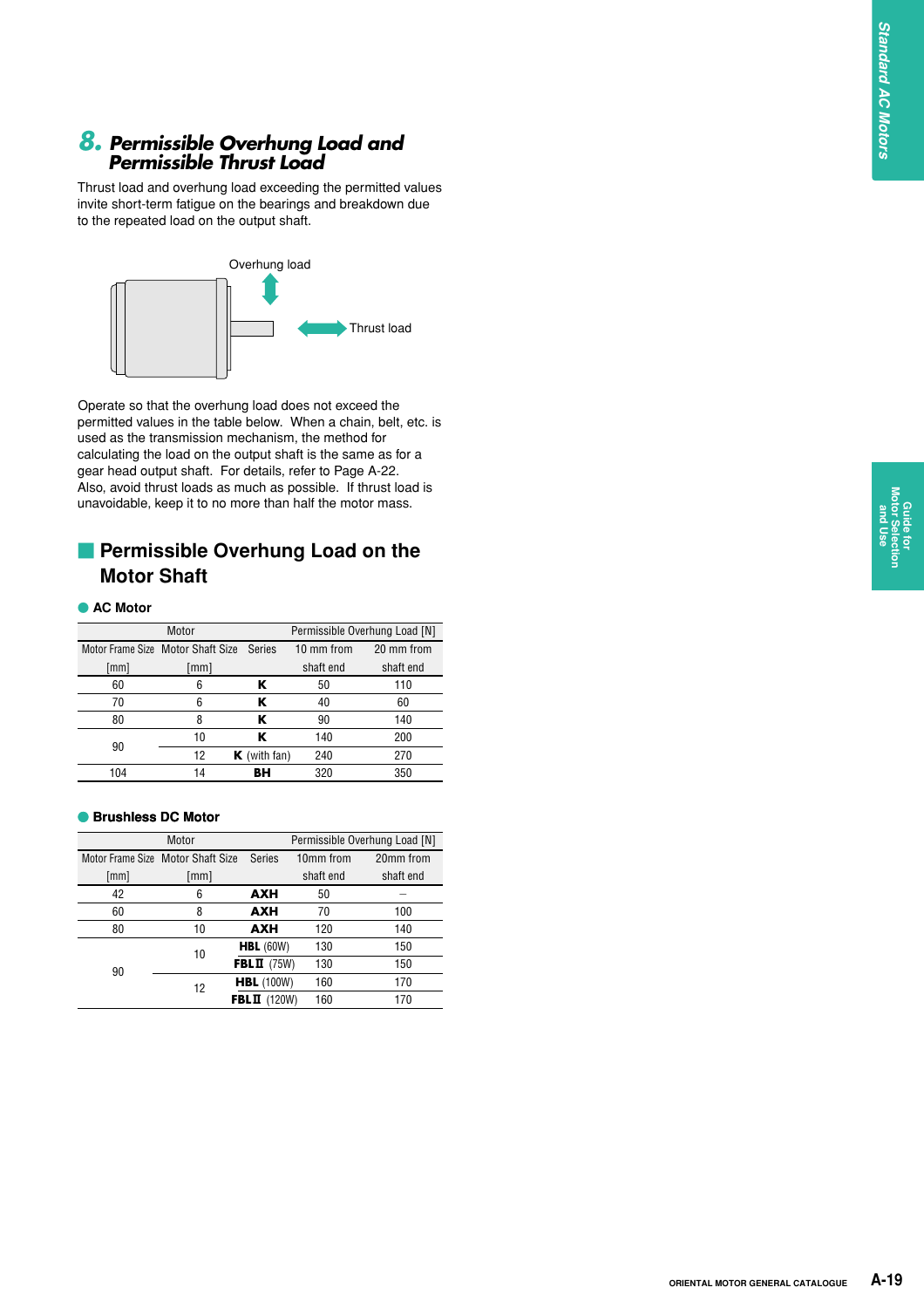## 8. Permissible Overhung Load and Permissible Thrust Load

Thrust load and overhung load exceeding the permitted values invite short-term fatigue on the bearings and breakdown due to the repeated load on the output shaft.

Overhung load

Thrust load

Operate so that the overhung load does not exceed the permitted values in the table below. When a chain, belt, etc. is used as the transmission mechanism, the method for calculating the load on the output shaft is the same as for a gear head output shaft. For details, refer to Page A-22.
Also, avoid thrust loads as much as possible. If thrust load is unavoidable, keep it to no more than half the motor mass.

### Permissible Overhung Load on the Motor Shaft

#### AC Motor

| Motor | | | Permissible Overhung Load [N] | |
|---|---|---|---|---|
| Motor Frame Size [mm] | Motor Shaft Size [mm] | Series | 10 mm from shaft end | 20 mm from shaft end |
| 60 | 6 | **K** | 50 | 110 |
| 70 | 6 | **K** | 40 | 60 |
| 80 | 8 | **K** | 90 | 140 |
| 90 | 10 | **K** | 140 | 200 |
| | 12 | **K** (with fan) | 240 | 270 |
| 104 | 14 | **BH** | 320 | 350 |

#### Brushless DC Motor

| Motor | | | Permissible Overhung Load [N] | |
|---|---|---|---|---|
| Motor Frame Size [mm] | Motor Shaft Size [mm] | Series | 10mm from shaft end | 20mm from shaft end |
| 42 | 6 | **AXH** | 50 | – |
| 60 | 8 | **AXH** | 70 | 100 |
| 80 | 10 | **AXH** | 120 | 140 |
| 90 | 10 | **HBL** (60W) | 130 | 150 |
| | | **FBLⅡ** (75W) | 130 | 150 |
| | 12 | **HBL** (100W) | 160 | 170 |
| | | **FBLⅡ** (120W) | 160 | 170 |